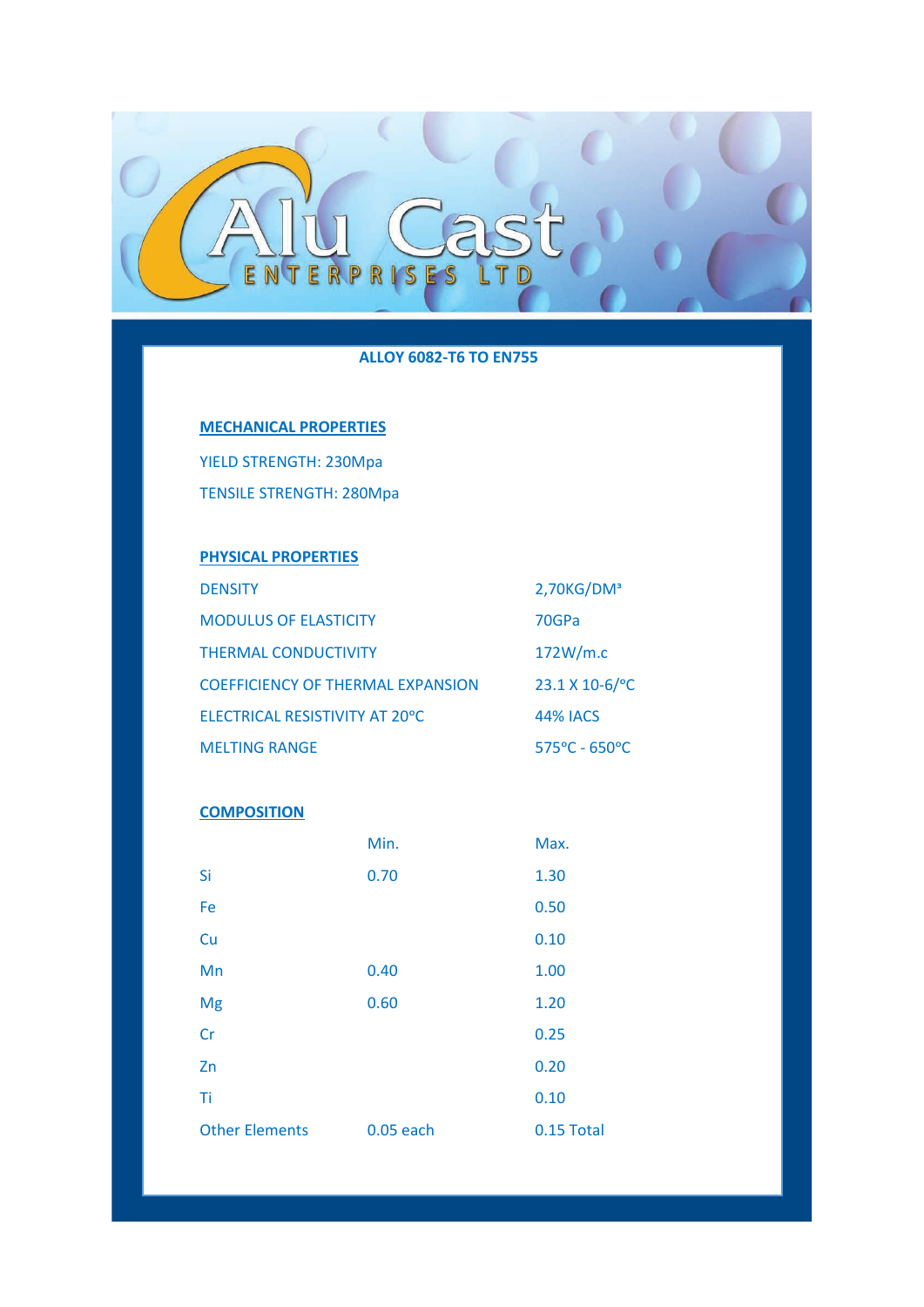Alu Cast ENTERPRISES LTD

# ALLOY 6082-T6 TO EN755

## MECHANICAL PROPERTIES

YIELD STRENGTH: 230Mpa

TENSILE STRENGTH: 280Mpa

## PHYSICAL PROPERTIES

| | |
|---|---|
| DENSITY | 2,70KG/DM³ |
| MODULUS OF ELASTICITY | 70GPa |
| THERMAL CONDUCTIVITY | 172W/m.c |
| COEFFICIENCY OF THERMAL EXPANSION | 23.1 X 10-6/°C |
| ELECTRICAL RESISTIVITY AT 20°C | 44% IACS |
| MELTING RANGE | 575°C - 650°C |

## COMPOSITION

| | Min. | Max. |
|---|---|---|
| Si | 0.70 | 1.30 |
| Fe | | 0.50 |
| Cu | | 0.10 |
| Mn | 0.40 | 1.00 |
| Mg | 0.60 | 1.20 |
| Cr | | 0.25 |
| Zn | | 0.20 |
| Ti | | 0.10 |
| Other Elements | 0.05 each | 0.15 Total |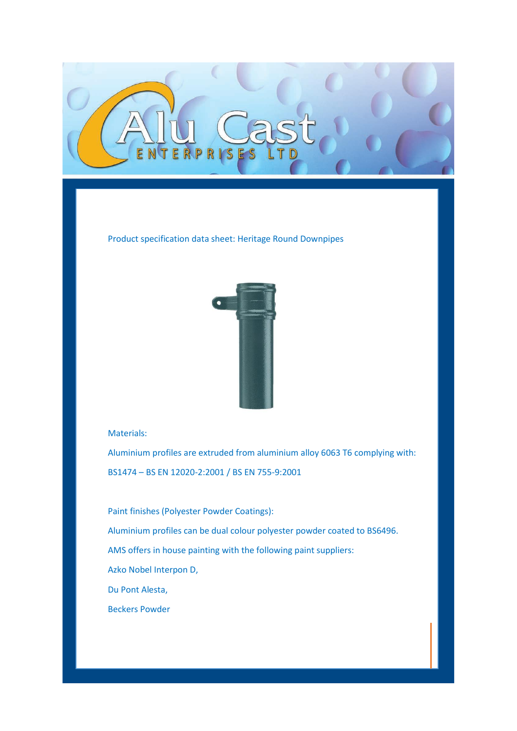Product specification data sheet: Heritage Round Downpipes

Materials:

Aluminium profiles are extruded from aluminium alloy 6063 T6 complying with:

BS1474 – BS EN 12020-2:2001 / BS EN 755-9:2001

Paint finishes (Polyester Powder Coatings):

Aluminium profiles can be dual colour polyester powder coated to BS6496.

AMS offers in house painting with the following paint suppliers:

Azko Nobel Interpon D,

Du Pont Alesta,

Beckers Powder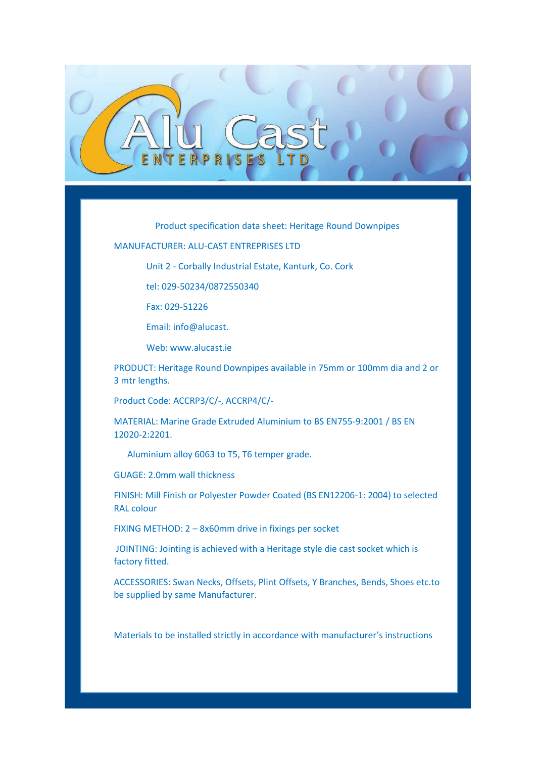Alu Cast ENTERPRISES LTD

Product specification data sheet: Heritage Round Downpipes

MANUFACTURER: ALU-CAST ENTREPRISES LTD

Unit 2 - Corbally Industrial Estate, Kanturk, Co. Cork

tel: 029-50234/0872550340

Fax: 029-51226

Email: info@alucast.

Web: www.alucast.ie

PRODUCT: Heritage Round Downpipes available in 75mm or 100mm dia and 2 or 3 mtr lengths.

Product Code: ACCRP3/C/-, ACCRP4/C/-

MATERIAL: Marine Grade Extruded Aluminium to BS EN755-9:2001 / BS EN 12020-2:2201.

Aluminium alloy 6063 to T5, T6 temper grade.

GUAGE: 2.0mm wall thickness

FINISH: Mill Finish or Polyester Powder Coated (BS EN12206-1: 2004) to selected RAL colour

FIXING METHOD: 2 – 8x60mm drive in fixings per socket

JOINTING: Jointing is achieved with a Heritage style die cast socket which is factory fitted.

ACCESSORIES: Swan Necks, Offsets, Plint Offsets, Y Branches, Bends, Shoes etc.to be supplied by same Manufacturer.

Materials to be installed strictly in accordance with manufacturer's instructions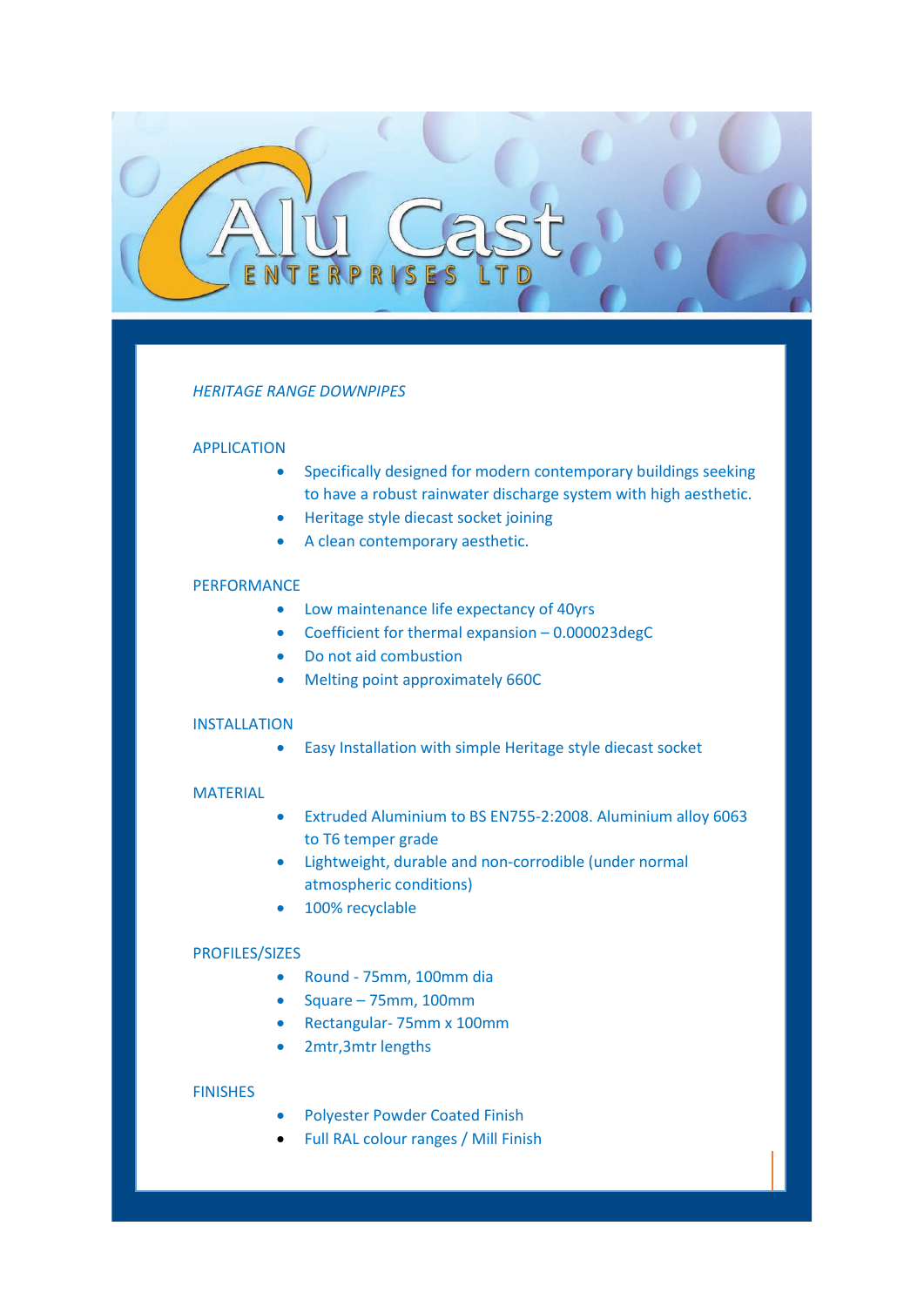Alu Cast

ENTERPRISES LTD

*HERITAGE RANGE DOWNPIPES*

APPLICATION

- Specifically designed for modern contemporary buildings seeking to have a robust rainwater discharge system with high aesthetic.
- Heritage style diecast socket joining
- A clean contemporary aesthetic.

PERFORMANCE

- Low maintenance life expectancy of 40yrs
- Coefficient for thermal expansion – 0.000023degC
- Do not aid combustion
- Melting point approximately 660C

INSTALLATION

- Easy Installation with simple Heritage style diecast socket

MATERIAL

- Extruded Aluminium to BS EN755-2:2008. Aluminium alloy 6063 to T6 temper grade
- Lightweight, durable and non-corrodible (under normal atmospheric conditions)
- 100% recyclable

PROFILES/SIZES

- Round - 75mm, 100mm dia
- Square – 75mm, 100mm
- Rectangular- 75mm x 100mm
- 2mtr,3mtr lengths

FINISHES

- Polyester Powder Coated Finish
- Full RAL colour ranges / Mill Finish